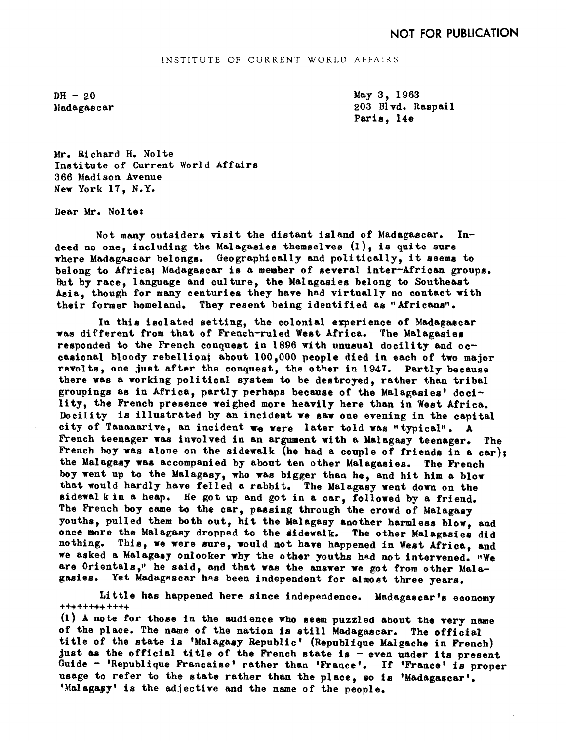**NOT FOR PUBLICATION**

INSTITUTE OF CURRENT WORLD AFFAIRS

DH - 20
Madagascar

May 3, 1963
203 Blvd. Raspail
Paris, 14e

Mr. Richard H. Nolte
Institute of Current World Affairs
366 Madison Avenue
New York 17, N.Y.

Dear Mr. Nolte:

Not many outsiders visit the distant island of Madagascar. Indeed no one, including the Malagasies themselves (1), is quite sure where Madagascar belongs. Geographically and politically, it seems to belong to Africa; Madagascar is a member of several inter-African groups. But by race, language and culture, the Malagasies belong to Southeast Asia, though for many centuries they have had virtually no contact with their former homeland. They resent being identified as "Africans".

In this isolated setting, the colonial experience of Madagascar was different from that of French-ruled West Africa. The Malagasies responded to the French conquest in 1896 with unusual docility and occasional bloody rebellion; about 100,000 people died in each of two major revolts, one just after the conquest, the other in 1947. Partly because there was a working political system to be destroyed, rather than tribal groupings as in Africa, partly perhaps because of the Malagasies' docility, the French presence weighed more heavily here than in West Africa. Docility is illustrated by an incident we saw one evening in the capital city of Tananarive, an incident we were later told was "typical". A French teenager was involved in an argument with a Malagasy teenager. The French boy was alone on the sidewalk (he had a couple of friends in a car); the Malagasy was accompanied by about ten other Malagasies. The French boy went up to the Malagasy, who was bigger than he, and hit him a blow that would hardly have felled a rabbit. The Malagasy went down on the sidewalk in a heap. He got up and got in a car, followed by a friend. The French boy came to the car, passing through the crowd of Malagasy youths, pulled them both out, hit the Malagasy another harmless blow, and once more the Malagasy dropped to the sidewalk. The other Malagasies did nothing. This, we were sure, would not have happened in West Africa, and we asked a Malagasy onlooker why the other youths had not intervened. "We are Orientals," he said, and that was the answer we got from other Malagasies. Yet Madagascar has been independent for almost three years.

Little has happened here since independence. Madagascar's economy

+++++++++++

(1) A note for those in the audience who seem puzzled about the very name of the place. The name of the nation is still Madagascar. The official title of the state is 'Malagasy Republic' (Republique Malgache in French) just as the official title of the French state is - even under its present Guide - 'Republique Francaise' rather than 'France'. If 'France' is proper usage to refer to the state rather than the place, so is 'Madagascar'. 'Malagasy' is the adjective and the name of the people.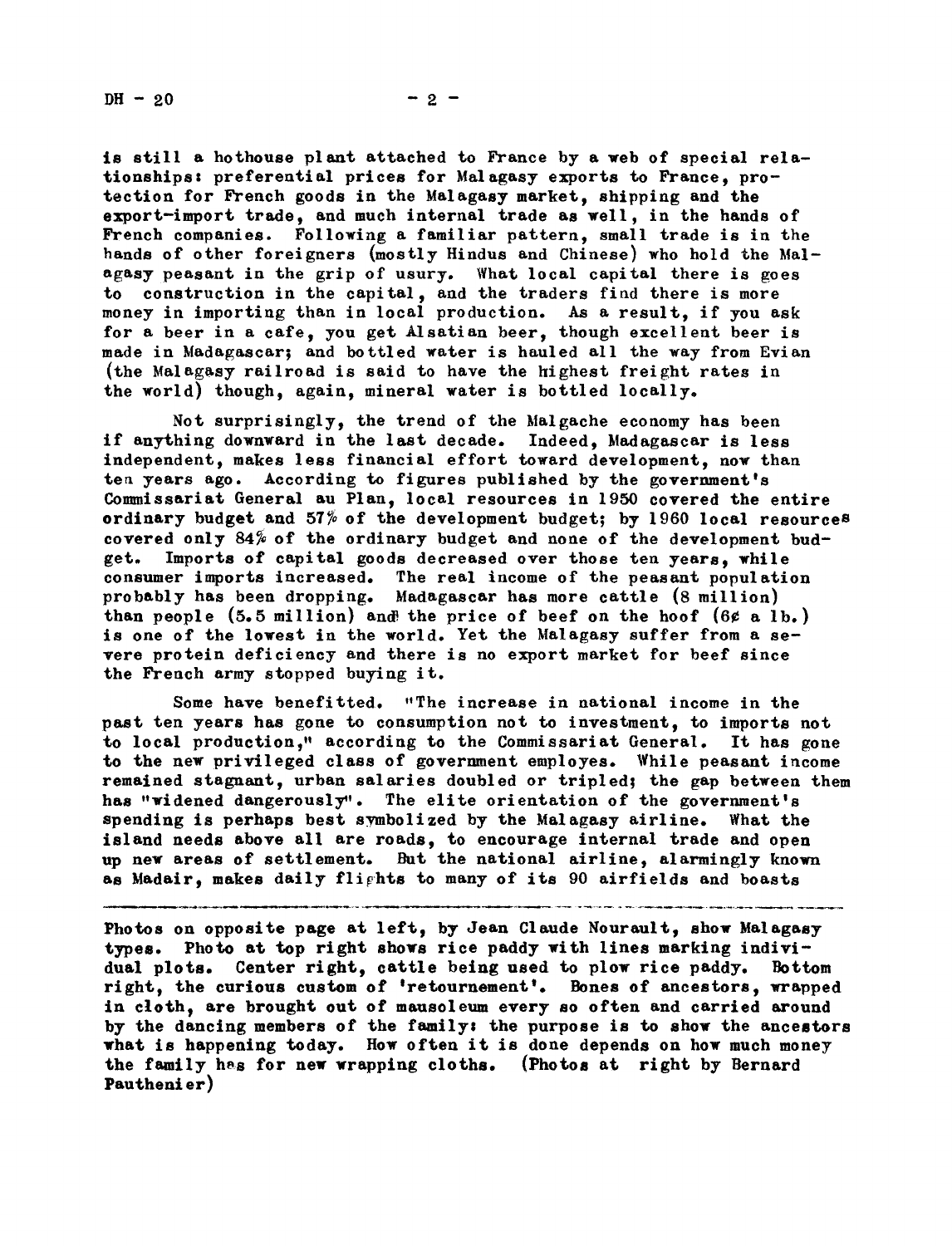is still a hothouse plant attached to France by a web of special relationships: preferential prices for Malagasy exports to France, protection for French goods in the Malagasy market, shipping and the export-import trade, and much internal trade as well, in the hands of French companies. Following a familiar pattern, small trade is in the hands of other foreigners (mostly Hindus and Chinese) who hold the Malagasy peasant in the grip of usury. What local capital there is goes to construction in the capital, and the traders find there is more money in importing than in local production. As a result, if you ask for a beer in a cafe, you get Alsatian beer, though excellent beer is made in Madagascar; and bottled water is hauled all the way from Evian (the Malagasy railroad is said to have the highest freight rates in the world) though, again, mineral water is bottled locally.

Not surprisingly, the trend of the Malgache economy has been if anything downward in the last decade. Indeed, Madagascar is less independent, makes less financial effort toward development, now than ten years ago. According to figures published by the government's Commissariat General au Plan, local resources in 1950 covered the entire ordinary budget and 57% of the development budget; by 1960 local resources covered only 84% of the ordinary budget and none of the development budget. Imports of capital goods decreased over those ten years, while consumer imports increased. The real income of the peasant population probably has been dropping. Madagascar has more cattle (8 million) than people (5.5 million) and the price of beef on the hoof (6¢ a lb.) is one of the lowest in the world. Yet the Malagasy suffer from a severe protein deficiency and there is no export market for beef since the French army stopped buying it.

Some have benefitted. "The increase in national income in the past ten years has gone to consumption not to investment, to imports not to local production," according to the Commissariat General. It has gone to the new privileged class of government employes. While peasant income remained stagnant, urban salaries doubled or tripled; the gap between them has "widened dangerously". The elite orientation of the government's spending is perhaps best symbolized by the Malagasy airline. What the island needs above all are roads, to encourage internal trade and open up new areas of settlement. But the national airline, alarmingly known as Madair, makes daily flights to many of its 90 airfields and boasts

---

Photos on opposite page at left, by Jean Claude Nourault, show Malagasy types. Photo at top right shows rice paddy with lines marking individual plots. Center right, cattle being used to plow rice paddy. Bottom right, the curious custom of 'retournement'. Bones of ancestors, wrapped in cloth, are brought out of mausoleum every so often and carried around by the dancing members of the family: the purpose is to show the ancestors what is happening today. How often it is done depends on how much money the family has for new wrapping cloths. (Photos at right by Bernard Pauthenier)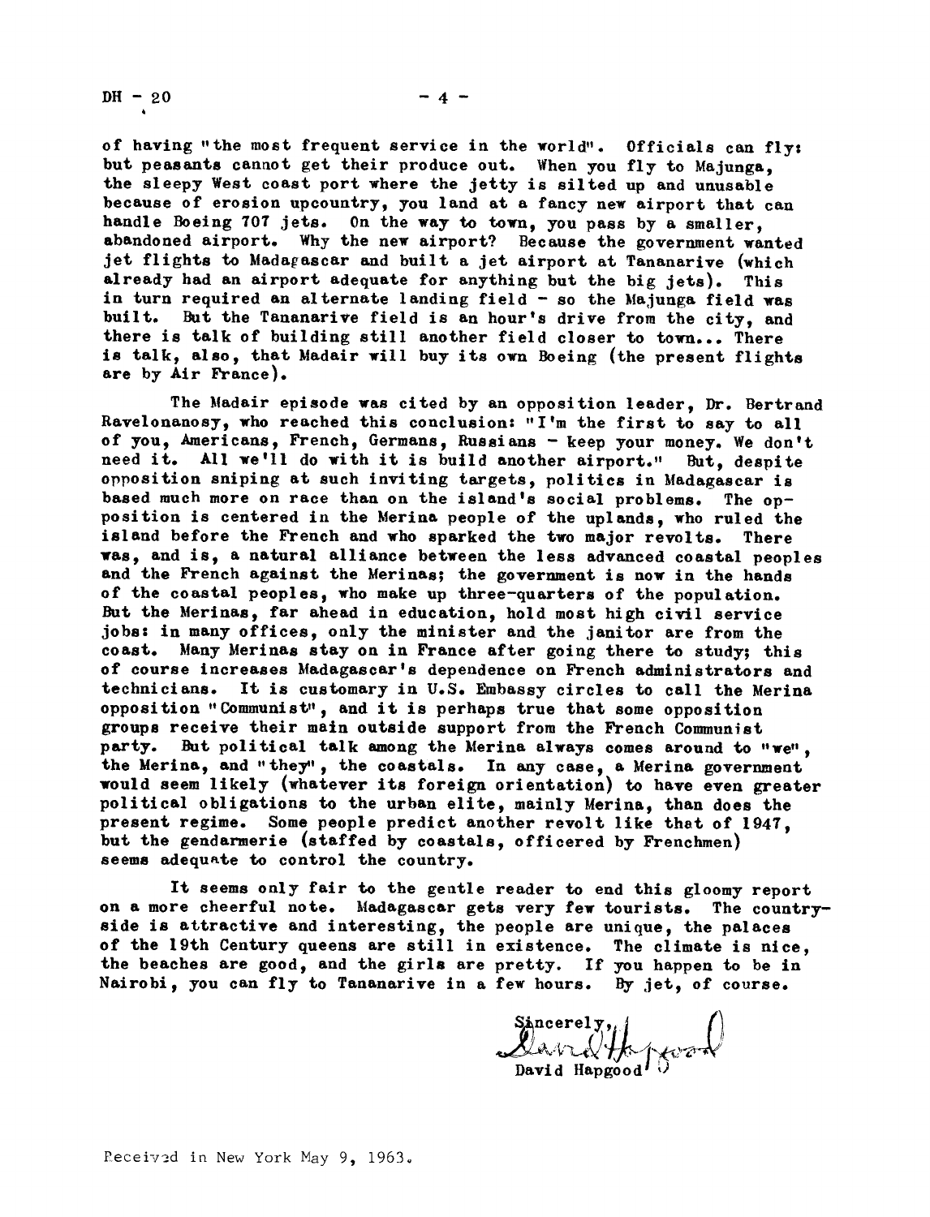of having "the most frequent service in the world". Officials can fly: but peasants cannot get their produce out. When you fly to Majunga, the sleepy West coast port where the jetty is silted up and unusable because of erosion upcountry, you land at a fancy new airport that can handle Boeing 707 jets. On the way to town, you pass by a smaller, abandoned airport. Why the new airport? Because the government wanted jet flights to Madagascar and built a jet airport at Tananarive (which already had an airport adequate for anything but the big jets). This in turn required an alternate landing field - so the Majunga field was built. But the Tananarive field is an hour's drive from the city, and there is talk of building still another field closer to town... There is talk, also, that Madair will buy its own Boeing (the present flights are by Air France).

The Madair episode was cited by an opposition leader, Dr. Bertrand Ravelonanosy, who reached this conclusion: "I'm the first to say to all of you, Americans, French, Germans, Russians - keep your money. We don't need it. All we'll do with it is build another airport." But, despite opposition sniping at such inviting targets, politics in Madagascar is based much more on race than on the island's social problems. The opposition is centered in the Merina people of the uplands, who ruled the island before the French and who sparked the two major revolts. There was, and is, a natural alliance between the less advanced coastal peoples and the French against the Merinas; the government is now in the hands of the coastal peoples, who make up three-quarters of the population. But the Merinas, far ahead in education, hold most high civil service jobs: in many offices, only the minister and the janitor are from the coast. Many Merinas stay on in France after going there to study; this of course increases Madagascar's dependence on French administrators and technicians. It is customary in U.S. Embassy circles to call the Merina opposition "Communist", and it is perhaps true that some opposition groups receive their main outside support from the French Communist party. But political talk among the Merina always comes around to "we", the Merina, and "they", the coastals. In any case, a Merina government would seem likely (whatever its foreign orientation) to have even greater political obligations to the urban elite, mainly Merina, than does the present regime. Some people predict another revolt like that of 1947, but the gendarmerie (staffed by coastals, officered by Frenchmen) seems adequate to control the country.

It seems only fair to the gentle reader to end this gloomy report on a more cheerful note. Madagascar gets very few tourists. The countryside is attractive and interesting, the people are unique, the palaces of the 19th Century queens are still in existence. The climate is nice, the beaches are good, and the girls are pretty. If you happen to be in Nairobi, you can fly to Tananarive in a few hours. By jet, of course.

Sincerely,

David Hapgood

Received in New York May 9, 1963.